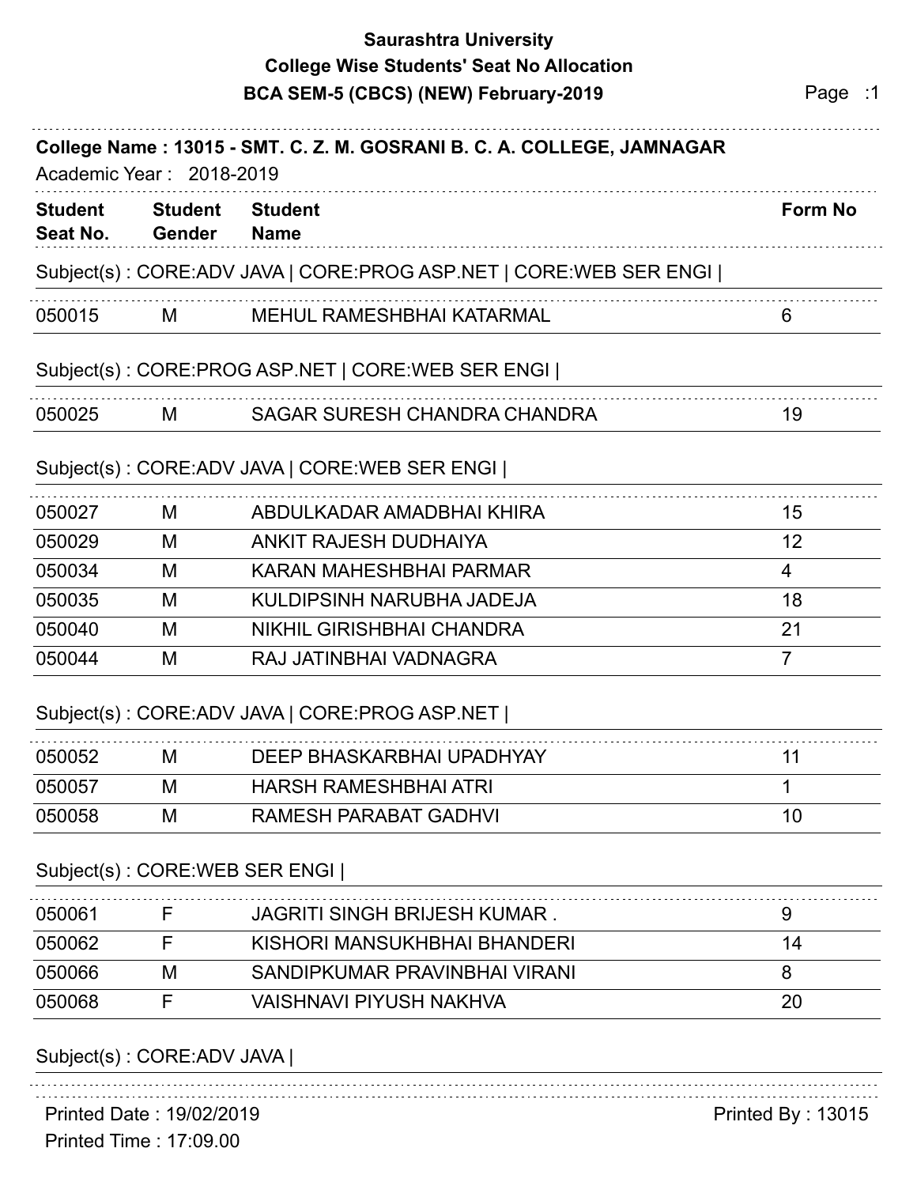# Saurashtra University

## College Wise Students' Seat No Allocation

## BCA SEM-5 (CBCS) (NEW) February-2019

**College Name : 13015 - SMT. C. Z. M. GOSRANI B. C. A. COLLEGE, JAMNAGAR**

Academic Year : 2018-2019

| Student Seat No. | Student Gender | Student Name | Form No |
|---|---|---|---|

Subject(s) : CORE:ADV JAVA | CORE:PROG ASP.NET | CORE:WEB SER ENGI |

| Student Seat No. | Student Gender | Student Name | Form No |
|---|---|---|---|
| 050015 | M | MEHUL RAMESHBHAI KATARMAL | 6 |

Subject(s) : CORE:PROG ASP.NET | CORE:WEB SER ENGI |

| Student Seat No. | Student Gender | Student Name | Form No |
|---|---|---|---|
| 050025 | M | SAGAR SURESH CHANDRA CHANDRA | 19 |

Subject(s) : CORE:ADV JAVA | CORE:WEB SER ENGI |

| Student Seat No. | Student Gender | Student Name | Form No |
|---|---|---|---|
| 050027 | M | ABDULKADAR AMADBHAI KHIRA | 15 |
| 050029 | M | ANKIT RAJESH DUDHAIYA | 12 |
| 050034 | M | KARAN MAHESHBHAI PARMAR | 4 |
| 050035 | M | KULDIPSINH NARUBHA JADEJA | 18 |
| 050040 | M | NIKHIL GIRISHBHAI CHANDRA | 21 |
| 050044 | M | RAJ JATINBHAI VADNAGRA | 7 |

Subject(s) : CORE:ADV JAVA | CORE:PROG ASP.NET |

| Student Seat No. | Student Gender | Student Name | Form No |
|---|---|---|---|
| 050052 | M | DEEP BHASKARBHAI UPADHYAY | 11 |
| 050057 | M | HARSH RAMESHBHAI ATRI | 1 |
| 050058 | M | RAMESH PARABAT GADHVI | 10 |

Subject(s) : CORE:WEB SER ENGI |

| Student Seat No. | Student Gender | Student Name | Form No |
|---|---|---|---|
| 050061 | F | JAGRITI SINGH BRIJESH KUMAR . | 9 |
| 050062 | F | KISHORI MANSUKHBHAI BHANDERI | 14 |
| 050066 | M | SANDIPKUMAR PRAVINBHAI VIRANI | 8 |
| 050068 | F | VAISHNAVI PIYUSH NAKHVA | 20 |

Subject(s) : CORE:ADV JAVA |

Printed Date : 19/02/2019

Printed Time : 17:09.00

Printed By : 13015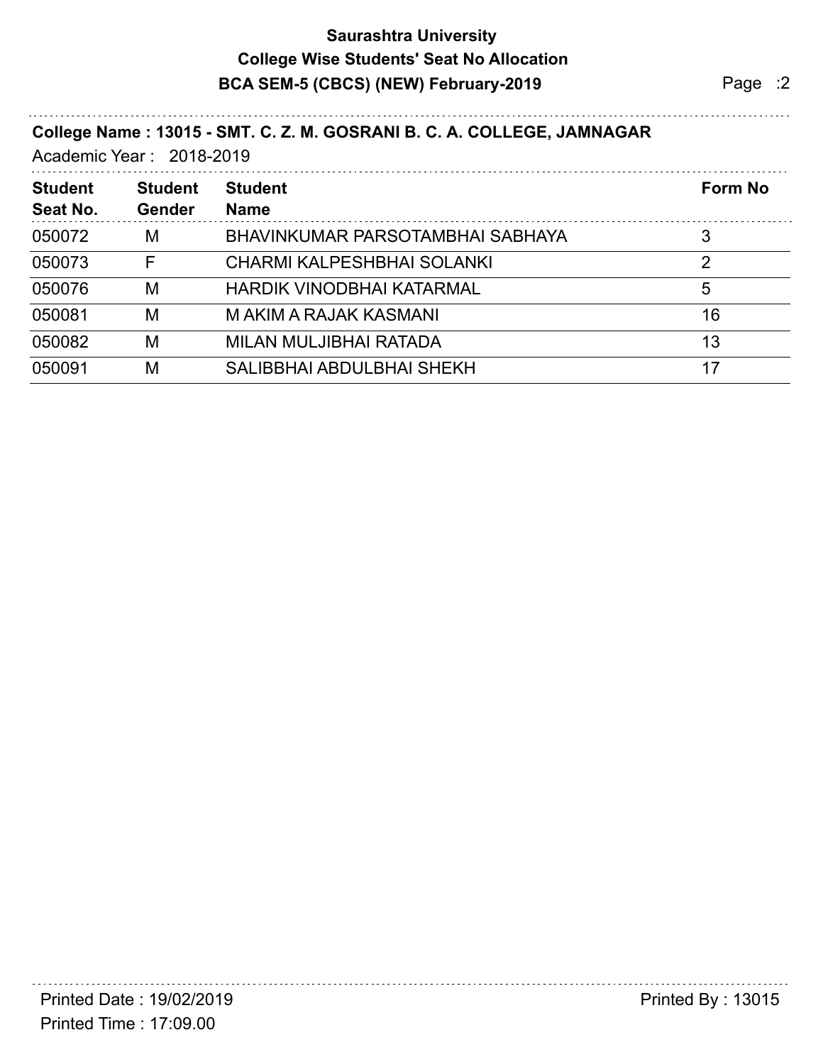**Saurashtra University**

**College Wise Students' Seat No Allocation**

**BCA SEM-5 (CBCS) (NEW) February-2019**

**College Name : 13015 - SMT. C. Z. M. GOSRANI B. C. A. COLLEGE, JAMNAGAR**

Academic Year : 2018-2019

| Student Seat No. | Student Gender | Student Name | Form No |
|---|---|---|---|
| 050072 | M | BHAVINKUMAR PARSOTAMBHAI SABHAYA | 3 |
| 050073 | F | CHARMI KALPESHBHAI SOLANKI | 2 |
| 050076 | M | HARDIK VINODBHAI KATARMAL | 5 |
| 050081 | M | M AKIM A RAJAK KASMANI | 16 |
| 050082 | M | MILAN MULJIBHAI RATADA | 13 |
| 050091 | M | SALIBBHAI ABDULBHAI SHEKH | 17 |

Printed Date : 19/02/2019

Printed Time : 17:09.00

Printed By : 13015